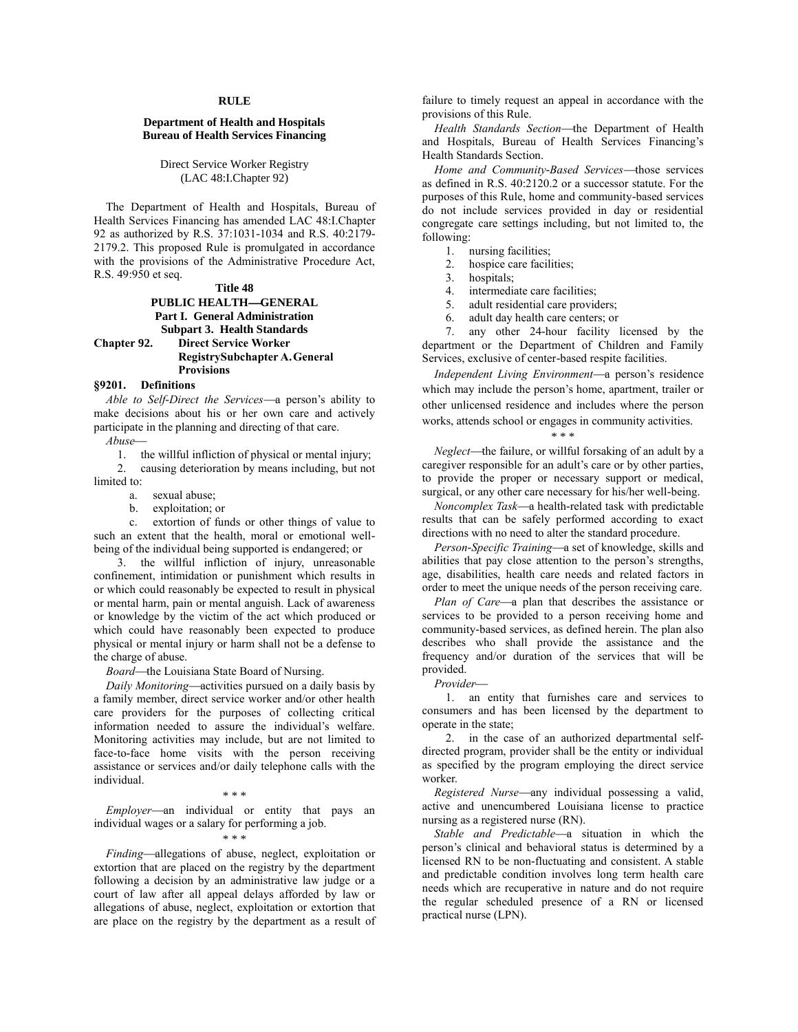**RULE**

**Department of Health and Hospitals**
**Bureau of Health Services Financing**

Direct Service Worker Registry
(LAC 48:I.Chapter 92)

The Department of Health and Hospitals, Bureau of Health Services Financing has amended LAC 48:I.Chapter 92 as authorized by R.S. 37:1031-1034 and R.S. 40:2179-2179.2. This proposed Rule is promulgated in accordance with the provisions of the Administrative Procedure Act, R.S. 49:950 et seq.

**Title 48**
**PUBLIC HEALTH—GENERAL**
**Part I. General Administration**
**Subpart 3. Health Standards**

**Chapter 92. Direct Service Worker RegistrySubchapter A. General Provisions**

**§9201. Definitions**

*Able to Self-Direct the Services*—a person's ability to make decisions about his or her own care and actively participate in the planning and directing of that care.

*Abuse*—

1. the willful infliction of physical or mental injury;
2. causing deterioration by means including, but not limited to:
   a. sexual abuse;
   b. exploitation; or
   c. extortion of funds or other things of value to such an extent that the health, moral or emotional well-being of the individual being supported is endangered; or
3. the willful infliction of injury, unreasonable confinement, intimidation or punishment which results in or which could reasonably be expected to result in physical or mental harm, pain or mental anguish. Lack of awareness or knowledge by the victim of the act which produced or which could have reasonably been expected to produce physical or mental injury or harm shall not be a defense to the charge of abuse.

*Board*—the Louisiana State Board of Nursing.

*Daily Monitoring*—activities pursued on a daily basis by a family member, direct service worker and/or other health care providers for the purposes of collecting critical information needed to assure the individual's welfare. Monitoring activities may include, but are not limited to face-to-face home visits with the person receiving assistance or services and/or daily telephone calls with the individual.

\* \* \*

*Employer*—an individual or entity that pays an individual wages or a salary for performing a job.

\* \* \*

*Finding*—allegations of abuse, neglect, exploitation or extortion that are placed on the registry by the department following a decision by an administrative law judge or a court of law after all appeal delays afforded by law or allegations of abuse, neglect, exploitation or extortion that are place on the registry by the department as a result of failure to timely request an appeal in accordance with the provisions of this Rule.

*Health Standards Section*—the Department of Health and Hospitals, Bureau of Health Services Financing's Health Standards Section.

*Home and Community-Based Services*—those services as defined in R.S. 40:2120.2 or a successor statute. For the purposes of this Rule, home and community-based services do not include services provided in day or residential congregate care settings including, but not limited to, the following:

1. nursing facilities;
2. hospice care facilities;
3. hospitals;
4. intermediate care facilities;
5. adult residential care providers;
6. adult day health care centers; or
7. any other 24-hour facility licensed by the department or the Department of Children and Family Services, exclusive of center-based respite facilities.

*Independent Living Environment*—a person's residence which may include the person's home, apartment, trailer or other unlicensed residence and includes where the person works, attends school or engages in community activities.

\* \* \*

*Neglect*—the failure, or willful forsaking of an adult by a caregiver responsible for an adult's care or by other parties, to provide the proper or necessary support or medical, surgical, or any other care necessary for his/her well-being.

*Noncomplex Task*—a health-related task with predictable results that can be safely performed according to exact directions with no need to alter the standard procedure.

*Person-Specific Training*—a set of knowledge, skills and abilities that pay close attention to the person's strengths, age, disabilities, health care needs and related factors in order to meet the unique needs of the person receiving care.

*Plan of Care*—a plan that describes the assistance or services to be provided to a person receiving home and community-based services, as defined herein. The plan also describes who shall provide the assistance and the frequency and/or duration of the services that will be provided.

*Provider*—

1. an entity that furnishes care and services to consumers and has been licensed by the department to operate in the state;
2. in the case of an authorized departmental self-directed program, provider shall be the entity or individual as specified by the program employing the direct service worker.

*Registered Nurse*—any individual possessing a valid, active and unencumbered Louisiana license to practice nursing as a registered nurse (RN).

*Stable and Predictable*—a situation in which the person's clinical and behavioral status is determined by a licensed RN to be non-fluctuating and consistent. A stable and predictable condition involves long term health care needs which are recuperative in nature and do not require the regular scheduled presence of a RN or licensed practical nurse (LPN).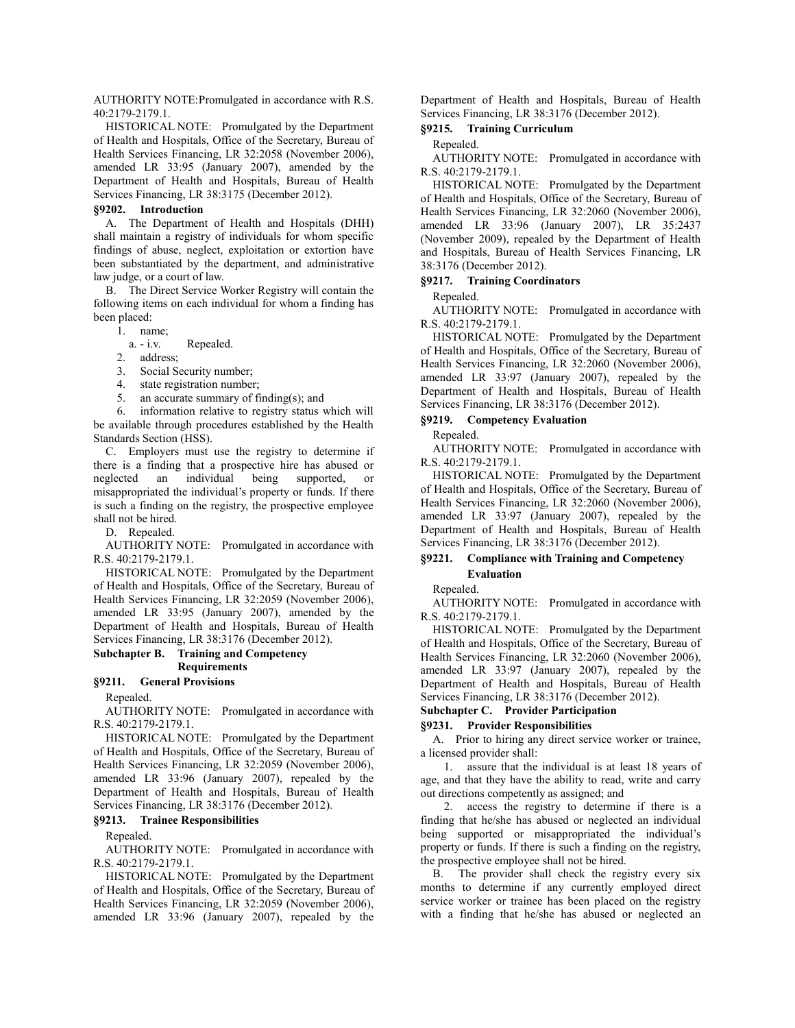AUTHORITY NOTE:Promulgated in accordance with R.S. 40:2179-2179.1.

HISTORICAL NOTE: Promulgated by the Department of Health and Hospitals, Office of the Secretary, Bureau of Health Services Financing, LR 32:2058 (November 2006), amended LR 33:95 (January 2007), amended by the Department of Health and Hospitals, Bureau of Health Services Financing, LR 38:3175 (December 2012).

### §9202. Introduction

A. The Department of Health and Hospitals (DHH) shall maintain a registry of individuals for whom specific findings of abuse, neglect, exploitation or extortion have been substantiated by the department, and administrative law judge, or a court of law.

B. The Direct Service Worker Registry will contain the following items on each individual for whom a finding has been placed:

1. name;
   a. - i.v. Repealed.
2. address;
3. Social Security number;
4. state registration number;
5. an accurate summary of finding(s); and
6. information relative to registry status which will be available through procedures established by the Health Standards Section (HSS).

C. Employers must use the registry to determine if there is a finding that a prospective hire has abused or neglected an individual being supported, or misappropriated the individual's property or funds. If there is such a finding on the registry, the prospective employee shall not be hired.

D. Repealed.

AUTHORITY NOTE: Promulgated in accordance with R.S. 40:2179-2179.1.

HISTORICAL NOTE: Promulgated by the Department of Health and Hospitals, Office of the Secretary, Bureau of Health Services Financing, LR 32:2059 (November 2006), amended LR 33:95 (January 2007), amended by the Department of Health and Hospitals, Bureau of Health Services Financing, LR 38:3176 (December 2012).

## Subchapter B. Training and Competency Requirements

### §9211. General Provisions

Repealed.

AUTHORITY NOTE: Promulgated in accordance with R.S. 40:2179-2179.1.

HISTORICAL NOTE: Promulgated by the Department of Health and Hospitals, Office of the Secretary, Bureau of Health Services Financing, LR 32:2059 (November 2006), amended LR 33:96 (January 2007), repealed by the Department of Health and Hospitals, Bureau of Health Services Financing, LR 38:3176 (December 2012).

### §9213. Trainee Responsibilities

Repealed.

AUTHORITY NOTE: Promulgated in accordance with R.S. 40:2179-2179.1.

HISTORICAL NOTE: Promulgated by the Department of Health and Hospitals, Office of the Secretary, Bureau of Health Services Financing, LR 32:2059 (November 2006), amended LR 33:96 (January 2007), repealed by the Department of Health and Hospitals, Bureau of Health Services Financing, LR 38:3176 (December 2012).

### §9215. Training Curriculum

Repealed.

AUTHORITY NOTE: Promulgated in accordance with R.S. 40:2179-2179.1.

HISTORICAL NOTE: Promulgated by the Department of Health and Hospitals, Office of the Secretary, Bureau of Health Services Financing, LR 32:2060 (November 2006), amended LR 33:96 (January 2007), LR 35:2437 (November 2009), repealed by the Department of Health and Hospitals, Bureau of Health Services Financing, LR 38:3176 (December 2012).

### §9217. Training Coordinators

Repealed.

AUTHORITY NOTE: Promulgated in accordance with R.S. 40:2179-2179.1.

HISTORICAL NOTE: Promulgated by the Department of Health and Hospitals, Office of the Secretary, Bureau of Health Services Financing, LR 32:2060 (November 2006), amended LR 33:97 (January 2007), repealed by the Department of Health and Hospitals, Bureau of Health Services Financing, LR 38:3176 (December 2012).

### §9219. Competency Evaluation

Repealed.

AUTHORITY NOTE: Promulgated in accordance with R.S. 40:2179-2179.1.

HISTORICAL NOTE: Promulgated by the Department of Health and Hospitals, Office of the Secretary, Bureau of Health Services Financing, LR 32:2060 (November 2006), amended LR 33:97 (January 2007), repealed by the Department of Health and Hospitals, Bureau of Health Services Financing, LR 38:3176 (December 2012).

### §9221. Compliance with Training and Competency Evaluation

Repealed.

AUTHORITY NOTE: Promulgated in accordance with R.S. 40:2179-2179.1.

HISTORICAL NOTE: Promulgated by the Department of Health and Hospitals, Office of the Secretary, Bureau of Health Services Financing, LR 32:2060 (November 2006), amended LR 33:97 (January 2007), repealed by the Department of Health and Hospitals, Bureau of Health Services Financing, LR 38:3176 (December 2012).

## Subchapter C. Provider Participation

### §9231. Provider Responsibilities

A. Prior to hiring any direct service worker or trainee, a licensed provider shall:

1. assure that the individual is at least 18 years of age, and that they have the ability to read, write and carry out directions competently as assigned; and
2. access the registry to determine if there is a finding that he/she has abused or neglected an individual being supported or misappropriated the individual's property or funds. If there is such a finding on the registry, the prospective employee shall not be hired.

B. The provider shall check the registry every six months to determine if any currently employed direct service worker or trainee has been placed on the registry with a finding that he/she has abused or neglected an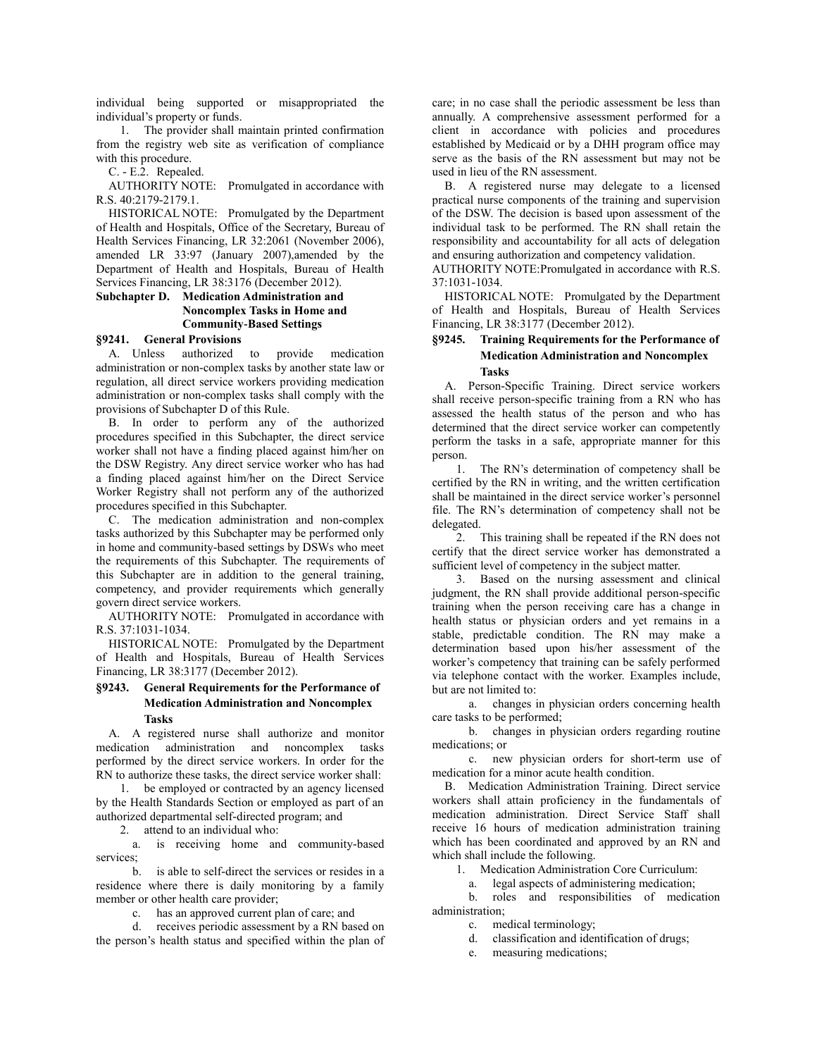individual being supported or misappropriated the individual's property or funds.

1. The provider shall maintain printed confirmation from the registry web site as verification of compliance with this procedure.

C. - E.2. Repealed.

AUTHORITY NOTE: Promulgated in accordance with R.S. 40:2179-2179.1.

HISTORICAL NOTE: Promulgated by the Department of Health and Hospitals, Office of the Secretary, Bureau of Health Services Financing, LR 32:2061 (November 2006), amended LR 33:97 (January 2007),amended by the Department of Health and Hospitals, Bureau of Health Services Financing, LR 38:3176 (December 2012).

### Subchapter D. Medication Administration and Noncomplex Tasks in Home and Community-Based Settings

#### §9241. General Provisions

A. Unless authorized to provide medication administration or non-complex tasks by another state law or regulation, all direct service workers providing medication administration or non-complex tasks shall comply with the provisions of Subchapter D of this Rule.

B. In order to perform any of the authorized procedures specified in this Subchapter, the direct service worker shall not have a finding placed against him/her on the DSW Registry. Any direct service worker who has had a finding placed against him/her on the Direct Service Worker Registry shall not perform any of the authorized procedures specified in this Subchapter.

C. The medication administration and non-complex tasks authorized by this Subchapter may be performed only in home and community-based settings by DSWs who meet the requirements of this Subchapter. The requirements of this Subchapter are in addition to the general training, competency, and provider requirements which generally govern direct service workers.

AUTHORITY NOTE: Promulgated in accordance with R.S. 37:1031-1034.

HISTORICAL NOTE: Promulgated by the Department of Health and Hospitals, Bureau of Health Services Financing, LR 38:3177 (December 2012).

#### §9243. General Requirements for the Performance of Medication Administration and Noncomplex Tasks

A. A registered nurse shall authorize and monitor medication administration and noncomplex tasks performed by the direct service workers. In order for the RN to authorize these tasks, the direct service worker shall:

1. be employed or contracted by an agency licensed by the Health Standards Section or employed as part of an authorized departmental self-directed program; and

2. attend to an individual who:

a. is receiving home and community-based services;

b. is able to self-direct the services or resides in a residence where there is daily monitoring by a family member or other health care provider;

c. has an approved current plan of care; and

d. receives periodic assessment by a RN based on the person's health status and specified within the plan of care; in no case shall the periodic assessment be less than annually. A comprehensive assessment performed for a client in accordance with policies and procedures established by Medicaid or by a DHH program office may serve as the basis of the RN assessment but may not be used in lieu of the RN assessment.

B. A registered nurse may delegate to a licensed practical nurse components of the training and supervision of the DSW. The decision is based upon assessment of the individual task to be performed. The RN shall retain the responsibility and accountability for all acts of delegation and ensuring authorization and competency validation.

AUTHORITY NOTE:Promulgated in accordance with R.S. 37:1031-1034.

HISTORICAL NOTE: Promulgated by the Department of Health and Hospitals, Bureau of Health Services Financing, LR 38:3177 (December 2012).

#### §9245. Training Requirements for the Performance of Medication Administration and Noncomplex Tasks

A. Person-Specific Training. Direct service workers shall receive person-specific training from a RN who has assessed the health status of the person and who has determined that the direct service worker can competently perform the tasks in a safe, appropriate manner for this person.

1. The RN's determination of competency shall be certified by the RN in writing, and the written certification shall be maintained in the direct service worker's personnel file. The RN's determination of competency shall not be delegated.

2. This training shall be repeated if the RN does not certify that the direct service worker has demonstrated a sufficient level of competency in the subject matter.

3. Based on the nursing assessment and clinical judgment, the RN shall provide additional person-specific training when the person receiving care has a change in health status or physician orders and yet remains in a stable, predictable condition. The RN may make a determination based upon his/her assessment of the worker's competency that training can be safely performed via telephone contact with the worker. Examples include, but are not limited to:

a. changes in physician orders concerning health care tasks to be performed;

b. changes in physician orders regarding routine medications; or

c. new physician orders for short-term use of medication for a minor acute health condition.

B. Medication Administration Training. Direct service workers shall attain proficiency in the fundamentals of medication administration. Direct Service Staff shall receive 16 hours of medication administration training which has been coordinated and approved by an RN and which shall include the following.

1. Medication Administration Core Curriculum:

a. legal aspects of administering medication;

b. roles and responsibilities of medication administration;

c. medical terminology;

d. classification and identification of drugs;

e. measuring medications;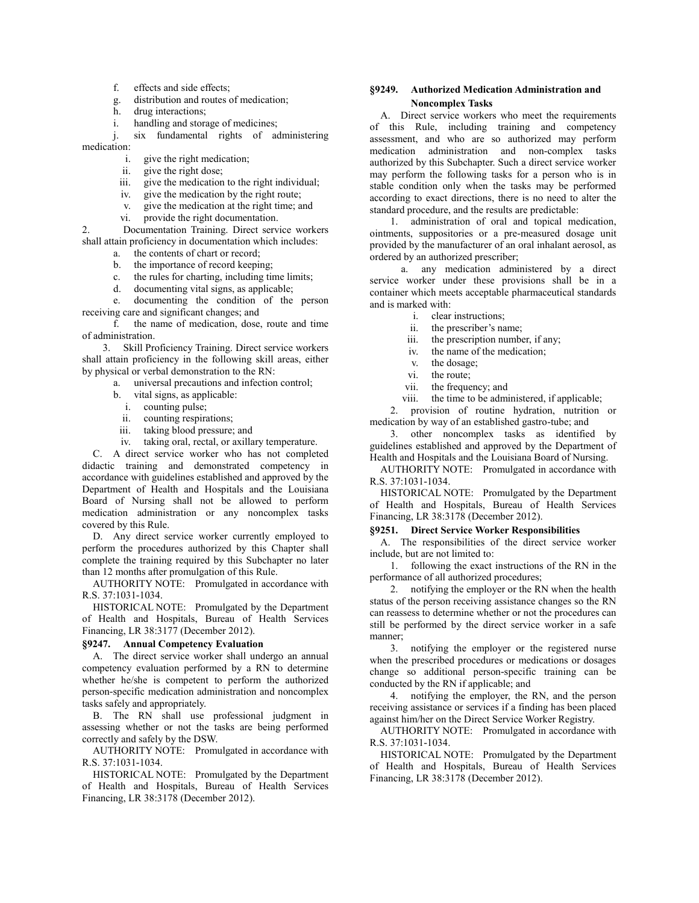f. effects and side effects;

g. distribution and routes of medication;

h. drug interactions;

i. handling and storage of medicines;

j. six fundamental rights of administering medication:

i. give the right medication;

ii. give the right dose;

iii. give the medication to the right individual;

iv. give the medication by the right route;

v. give the medication at the right time; and

vi. provide the right documentation.

2. Documentation Training. Direct service workers shall attain proficiency in documentation which includes:

a. the contents of chart or record;

b. the importance of record keeping;

c. the rules for charting, including time limits;

d. documenting vital signs, as applicable;

e. documenting the condition of the person receiving care and significant changes; and

f. the name of medication, dose, route and time of administration.

3. Skill Proficiency Training. Direct service workers shall attain proficiency in the following skill areas, either by physical or verbal demonstration to the RN:

a. universal precautions and infection control;

b. vital signs, as applicable:

i. counting pulse;

ii. counting respirations;

iii. taking blood pressure; and

iv. taking oral, rectal, or axillary temperature.

C. A direct service worker who has not completed didactic training and demonstrated competency in accordance with guidelines established and approved by the Department of Health and Hospitals and the Louisiana Board of Nursing shall not be allowed to perform medication administration or any noncomplex tasks covered by this Rule.

D. Any direct service worker currently employed to perform the procedures authorized by this Chapter shall complete the training required by this Subchapter no later than 12 months after promulgation of this Rule.

AUTHORITY NOTE: Promulgated in accordance with R.S. 37:1031-1034.

HISTORICAL NOTE: Promulgated by the Department of Health and Hospitals, Bureau of Health Services Financing, LR 38:3177 (December 2012).

### §9247. Annual Competency Evaluation

A. The direct service worker shall undergo an annual competency evaluation performed by a RN to determine whether he/she is competent to perform the authorized person-specific medication administration and noncomplex tasks safely and appropriately.

B. The RN shall use professional judgment in assessing whether or not the tasks are being performed correctly and safely by the DSW.

AUTHORITY NOTE: Promulgated in accordance with R.S. 37:1031-1034.

HISTORICAL NOTE: Promulgated by the Department of Health and Hospitals, Bureau of Health Services Financing, LR 38:3178 (December 2012).

### §9249. Authorized Medication Administration and Noncomplex Tasks

A. Direct service workers who meet the requirements of this Rule, including training and competency assessment, and who are so authorized may perform medication administration and non-complex tasks authorized by this Subchapter. Such a direct service worker may perform the following tasks for a person who is in stable condition only when the tasks may be performed according to exact directions, there is no need to alter the standard procedure, and the results are predictable:

1. administration of oral and topical medication, ointments, suppositories or a pre-measured dosage unit provided by the manufacturer of an oral inhalant aerosol, as ordered by an authorized prescriber;

a. any medication administered by a direct service worker under these provisions shall be in a container which meets acceptable pharmaceutical standards and is marked with:

i. clear instructions;

ii. the prescriber's name;

iii. the prescription number, if any;

iv. the name of the medication;

v. the dosage;

vi. the route;

vii. the frequency; and

viii. the time to be administered, if applicable;

2. provision of routine hydration, nutrition or medication by way of an established gastro-tube; and

3. other noncomplex tasks as identified by guidelines established and approved by the Department of Health and Hospitals and the Louisiana Board of Nursing.

AUTHORITY NOTE: Promulgated in accordance with R.S. 37:1031-1034.

HISTORICAL NOTE: Promulgated by the Department of Health and Hospitals, Bureau of Health Services Financing, LR 38:3178 (December 2012).

### §9251. Direct Service Worker Responsibilities

A. The responsibilities of the direct service worker include, but are not limited to:

1. following the exact instructions of the RN in the performance of all authorized procedures;

2. notifying the employer or the RN when the health status of the person receiving assistance changes so the RN can reassess to determine whether or not the procedures can still be performed by the direct service worker in a safe manner;

3. notifying the employer or the registered nurse when the prescribed procedures or medications or dosages change so additional person-specific training can be conducted by the RN if applicable; and

4. notifying the employer, the RN, and the person receiving assistance or services if a finding has been placed against him/her on the Direct Service Worker Registry.

AUTHORITY NOTE: Promulgated in accordance with R.S. 37:1031-1034.

HISTORICAL NOTE: Promulgated by the Department of Health and Hospitals, Bureau of Health Services Financing, LR 38:3178 (December 2012).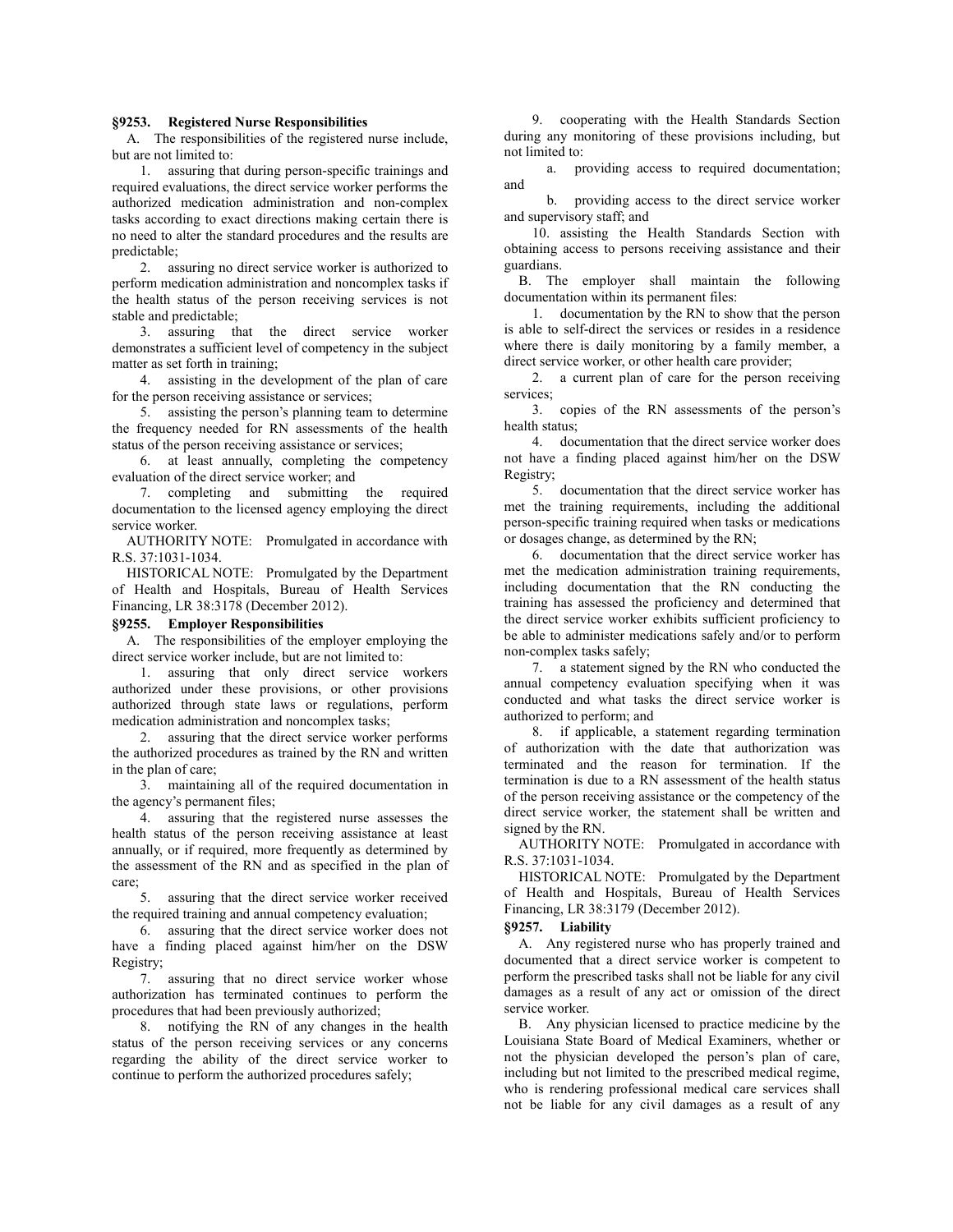### §9253. Registered Nurse Responsibilities

A. The responsibilities of the registered nurse include, but are not limited to:

1. assuring that during person-specific trainings and required evaluations, the direct service worker performs the authorized medication administration and non-complex tasks according to exact directions making certain there is no need to alter the standard procedures and the results are predictable;

2. assuring no direct service worker is authorized to perform medication administration and noncomplex tasks if the health status of the person receiving services is not stable and predictable;

3. assuring that the direct service worker demonstrates a sufficient level of competency in the subject matter as set forth in training;

4. assisting in the development of the plan of care for the person receiving assistance or services;

5. assisting the person's planning team to determine the frequency needed for RN assessments of the health status of the person receiving assistance or services;

6. at least annually, completing the competency evaluation of the direct service worker; and

7. completing and submitting the required documentation to the licensed agency employing the direct service worker.

AUTHORITY NOTE: Promulgated in accordance with R.S. 37:1031-1034.

HISTORICAL NOTE: Promulgated by the Department of Health and Hospitals, Bureau of Health Services Financing, LR 38:3178 (December 2012).

### §9255. Employer Responsibilities

A. The responsibilities of the employer employing the direct service worker include, but are not limited to:

1. assuring that only direct service workers authorized under these provisions, or other provisions authorized through state laws or regulations, perform medication administration and noncomplex tasks;

2. assuring that the direct service worker performs the authorized procedures as trained by the RN and written in the plan of care;

3. maintaining all of the required documentation in the agency's permanent files;

4. assuring that the registered nurse assesses the health status of the person receiving assistance at least annually, or if required, more frequently as determined by the assessment of the RN and as specified in the plan of care;

5. assuring that the direct service worker received the required training and annual competency evaluation;

6. assuring that the direct service worker does not have a finding placed against him/her on the DSW Registry;

7. assuring that no direct service worker whose authorization has terminated continues to perform the procedures that had been previously authorized;

8. notifying the RN of any changes in the health status of the person receiving services or any concerns regarding the ability of the direct service worker to continue to perform the authorized procedures safely;

9. cooperating with the Health Standards Section during any monitoring of these provisions including, but not limited to:

a. providing access to required documentation; and

b. providing access to the direct service worker and supervisory staff; and

10. assisting the Health Standards Section with obtaining access to persons receiving assistance and their guardians.

B. The employer shall maintain the following documentation within its permanent files:

1. documentation by the RN to show that the person is able to self-direct the services or resides in a residence where there is daily monitoring by a family member, a direct service worker, or other health care provider;

2. a current plan of care for the person receiving services;

3. copies of the RN assessments of the person's health status;

4. documentation that the direct service worker does not have a finding placed against him/her on the DSW Registry;

5. documentation that the direct service worker has met the training requirements, including the additional person-specific training required when tasks or medications or dosages change, as determined by the RN;

6. documentation that the direct service worker has met the medication administration training requirements, including documentation that the RN conducting the training has assessed the proficiency and determined that the direct service worker exhibits sufficient proficiency to be able to administer medications safely and/or to perform non-complex tasks safely;

7. a statement signed by the RN who conducted the annual competency evaluation specifying when it was conducted and what tasks the direct service worker is authorized to perform; and

8. if applicable, a statement regarding termination of authorization with the date that authorization was terminated and the reason for termination. If the termination is due to a RN assessment of the health status of the person receiving assistance or the competency of the direct service worker, the statement shall be written and signed by the RN.

AUTHORITY NOTE: Promulgated in accordance with R.S. 37:1031-1034.

HISTORICAL NOTE: Promulgated by the Department of Health and Hospitals, Bureau of Health Services Financing, LR 38:3179 (December 2012).

### §9257. Liability

A. Any registered nurse who has properly trained and documented that a direct service worker is competent to perform the prescribed tasks shall not be liable for any civil damages as a result of any act or omission of the direct service worker.

B. Any physician licensed to practice medicine by the Louisiana State Board of Medical Examiners, whether or not the physician developed the person's plan of care, including but not limited to the prescribed medical regime, who is rendering professional medical care services shall not be liable for any civil damages as a result of any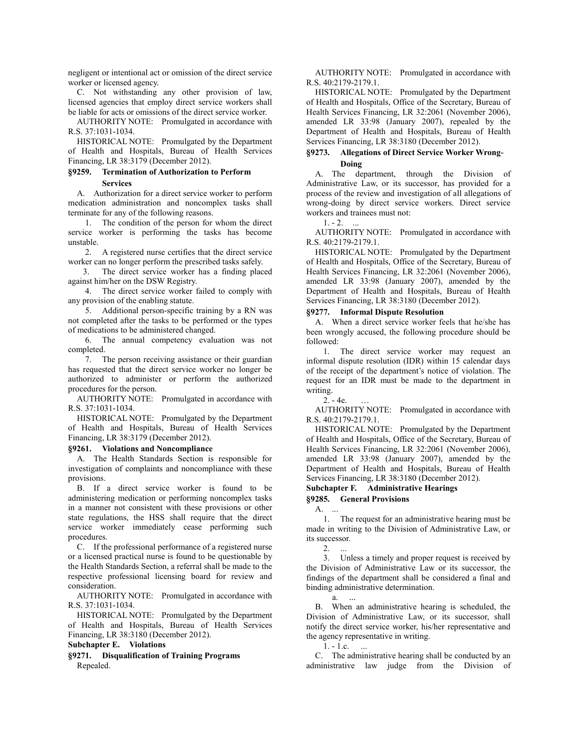negligent or intentional act or omission of the direct service worker or licensed agency.

C. Not withstanding any other provision of law, licensed agencies that employ direct service workers shall be liable for acts or omissions of the direct service worker.

AUTHORITY NOTE: Promulgated in accordance with R.S. 37:1031-1034.

HISTORICAL NOTE: Promulgated by the Department of Health and Hospitals, Bureau of Health Services Financing, LR 38:3179 (December 2012).

### §9259. Termination of Authorization to Perform Services

A. Authorization for a direct service worker to perform medication administration and noncomplex tasks shall terminate for any of the following reasons.

1. The condition of the person for whom the direct service worker is performing the tasks has become unstable.

2. A registered nurse certifies that the direct service worker can no longer perform the prescribed tasks safely.

3. The direct service worker has a finding placed against him/her on the DSW Registry.

4. The direct service worker failed to comply with any provision of the enabling statute.

5. Additional person-specific training by a RN was not completed after the tasks to be performed or the types of medications to be administered changed.

6. The annual competency evaluation was not completed.

7. The person receiving assistance or their guardian has requested that the direct service worker no longer be authorized to administer or perform the authorized procedures for the person.

AUTHORITY NOTE: Promulgated in accordance with R.S. 37:1031-1034.

HISTORICAL NOTE: Promulgated by the Department of Health and Hospitals, Bureau of Health Services Financing, LR 38:3179 (December 2012).

### §9261. Violations and Noncompliance

A. The Health Standards Section is responsible for investigation of complaints and noncompliance with these provisions.

B. If a direct service worker is found to be administering medication or performing noncomplex tasks in a manner not consistent with these provisions or other state regulations, the HSS shall require that the direct service worker immediately cease performing such procedures.

C. If the professional performance of a registered nurse or a licensed practical nurse is found to be questionable by the Health Standards Section, a referral shall be made to the respective professional licensing board for review and consideration.

AUTHORITY NOTE: Promulgated in accordance with R.S. 37:1031-1034.

HISTORICAL NOTE: Promulgated by the Department of Health and Hospitals, Bureau of Health Services Financing, LR 38:3180 (December 2012).

## Subchapter E. Violations

### §9271. Disqualification of Training Programs

Repealed.

AUTHORITY NOTE: Promulgated in accordance with R.S. 40:2179-2179.1.

HISTORICAL NOTE: Promulgated by the Department of Health and Hospitals, Office of the Secretary, Bureau of Health Services Financing, LR 32:2061 (November 2006), amended LR 33:98 (January 2007), repealed by the Department of Health and Hospitals, Bureau of Health Services Financing, LR 38:3180 (December 2012).

### §9273. Allegations of Direct Service Worker Wrong-Doing

A. The department, through the Division of Administrative Law, or its successor, has provided for a process of the review and investigation of all allegations of wrong-doing by direct service workers. Direct service workers and trainees must not:

1. - 2. ...

AUTHORITY NOTE: Promulgated in accordance with R.S. 40:2179-2179.1.

HISTORICAL NOTE: Promulgated by the Department of Health and Hospitals, Office of the Secretary, Bureau of Health Services Financing, LR 32:2061 (November 2006), amended LR 33:98 (January 2007), amended by the Department of Health and Hospitals, Bureau of Health Services Financing, LR 38:3180 (December 2012).

### §9277. Informal Dispute Resolution

A. When a direct service worker feels that he/she has been wrongly accused, the following procedure should be followed:

1. The direct service worker may request an informal dispute resolution (IDR) within 15 calendar days of the receipt of the department's notice of violation. The request for an IDR must be made to the department in writing.

2. - 4e. …

AUTHORITY NOTE: Promulgated in accordance with R.S. 40:2179-2179.1.

HISTORICAL NOTE: Promulgated by the Department of Health and Hospitals, Office of the Secretary, Bureau of Health Services Financing, LR 32:2061 (November 2006), amended LR 33:98 (January 2007), amended by the Department of Health and Hospitals, Bureau of Health Services Financing, LR 38:3180 (December 2012).

## Subchapter F. Administrative Hearings

### §9285. General Provisions

A. ...

1. The request for an administrative hearing must be made in writing to the Division of Administrative Law, or its successor.

2. ...

3. Unless a timely and proper request is received by the Division of Administrative Law or its successor, the findings of the department shall be considered a final and binding administrative determination.

a. ...

B. When an administrative hearing is scheduled, the Division of Administrative Law, or its successor, shall notify the direct service worker, his/her representative and the agency representative in writing.

1. - 1.c. ...

C. The administrative hearing shall be conducted by an administrative law judge from the Division of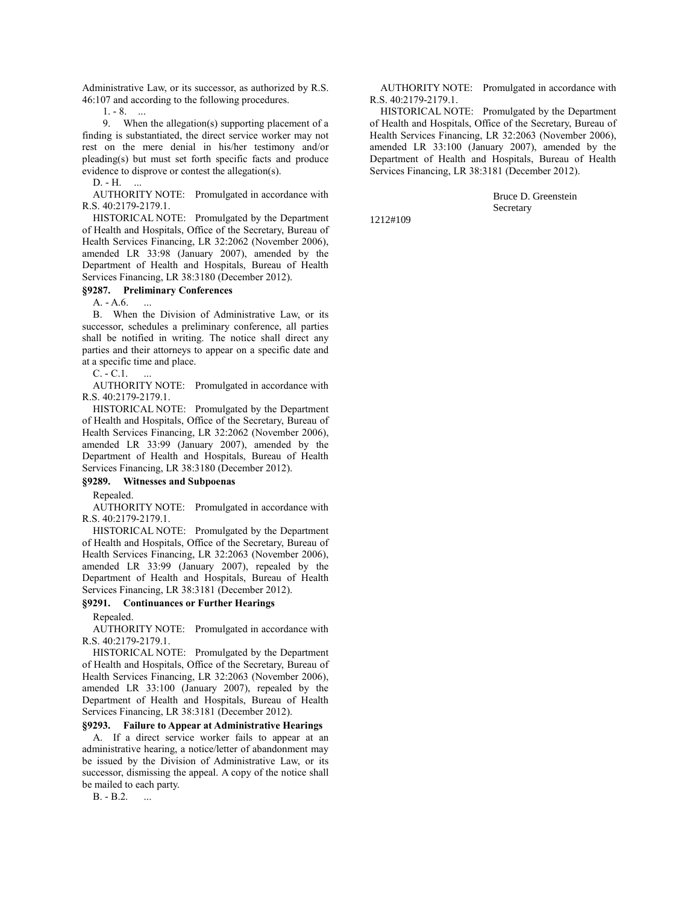Administrative Law, or its successor, as authorized by R.S. 46:107 and according to the following procedures.

1. - 8. ...

9. When the allegation(s) supporting placement of a finding is substantiated, the direct service worker may not rest on the mere denial in his/her testimony and/or pleading(s) but must set forth specific facts and produce evidence to disprove or contest the allegation(s).

D. - H. ...

AUTHORITY NOTE: Promulgated in accordance with R.S. 40:2179-2179.1.

HISTORICAL NOTE: Promulgated by the Department of Health and Hospitals, Office of the Secretary, Bureau of Health Services Financing, LR 32:2062 (November 2006), amended LR 33:98 (January 2007), amended by the Department of Health and Hospitals, Bureau of Health Services Financing, LR 38:3180 (December 2012).

**§9287. Preliminary Conferences**

A. - A.6. ...

B. When the Division of Administrative Law, or its successor, schedules a preliminary conference, all parties shall be notified in writing. The notice shall direct any parties and their attorneys to appear on a specific date and at a specific time and place.

C. - C.1. ...

AUTHORITY NOTE: Promulgated in accordance with R.S. 40:2179-2179.1.

HISTORICAL NOTE: Promulgated by the Department of Health and Hospitals, Office of the Secretary, Bureau of Health Services Financing, LR 32:2062 (November 2006), amended LR 33:99 (January 2007), amended by the Department of Health and Hospitals, Bureau of Health Services Financing, LR 38:3180 (December 2012).

**§9289. Witnesses and Subpoenas**

Repealed.

AUTHORITY NOTE: Promulgated in accordance with R.S. 40:2179-2179.1.

HISTORICAL NOTE: Promulgated by the Department of Health and Hospitals, Office of the Secretary, Bureau of Health Services Financing, LR 32:2063 (November 2006), amended LR 33:99 (January 2007), repealed by the Department of Health and Hospitals, Bureau of Health Services Financing, LR 38:3181 (December 2012).

**§9291. Continuances or Further Hearings**

Repealed.

AUTHORITY NOTE: Promulgated in accordance with R.S. 40:2179-2179.1.

HISTORICAL NOTE: Promulgated by the Department of Health and Hospitals, Office of the Secretary, Bureau of Health Services Financing, LR 32:2063 (November 2006), amended LR 33:100 (January 2007), repealed by the Department of Health and Hospitals, Bureau of Health Services Financing, LR 38:3181 (December 2012).

**§9293. Failure to Appear at Administrative Hearings**

A. If a direct service worker fails to appear at an administrative hearing, a notice/letter of abandonment may be issued by the Division of Administrative Law, or its successor, dismissing the appeal. A copy of the notice shall be mailed to each party.

B. - B.2. ...

AUTHORITY NOTE: Promulgated in accordance with R.S. 40:2179-2179.1.

HISTORICAL NOTE: Promulgated by the Department of Health and Hospitals, Office of the Secretary, Bureau of Health Services Financing, LR 32:2063 (November 2006), amended LR 33:100 (January 2007), amended by the Department of Health and Hospitals, Bureau of Health Services Financing, LR 38:3181 (December 2012).

Bruce D. Greenstein
Secretary

1212#109